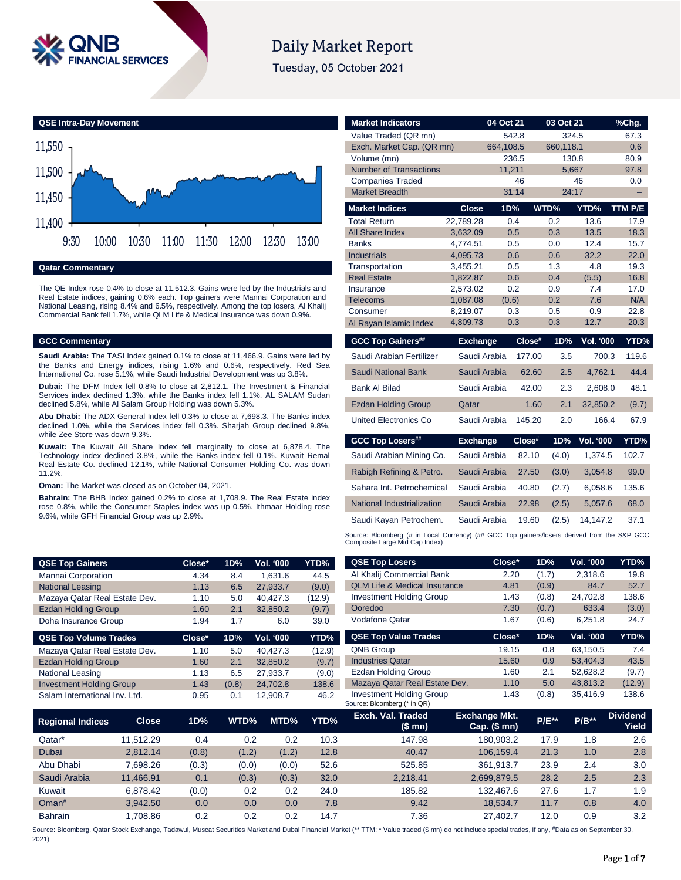# Daily Market Report

Tuesday, 05 October 2021

## QSE Intra-Day Movement

## Qatar Commentary

The QE Index rose 0.4% to close at 11,512.3. Gains were led by the Industrials and Real Estate indices, gaining 0.6% each. Top gainers were Mannai Corporation and National Leasing, rising 8.4% and 6.5%, respectively. Among the top losers, Al Khalij Commercial Bank fell 1.7%, while QLM Life & Medical Insurance was down 0.9%.

## GCC Commentary

**Saudi Arabia:** The TASI Index gained 0.1% to close at 11,466.9. Gains were led by the Banks and Energy indices, rising 1.6% and 0.6%, respectively. Red Sea International Co. rose 5.1%, while Saudi Industrial Development was up 3.8%.

**Dubai:** The DFM Index fell 0.8% to close at 2,812.1. The Investment & Financial Services index declined 1.3%, while the Banks index fell 1.1%. AL SALAM Sudan declined 5.8%, while Al Salam Group Holding was down 5.3%.

**Abu Dhabi:** The ADX General Index fell 0.3% to close at 7,698.3. The Banks index declined 1.0%, while the Services index fell 0.3%. Sharjah Group declined 9.8%, while Zee Store was down 9.3%.

**Kuwait:** The Kuwait All Share Index fell marginally to close at 6,878.4. The Technology index declined 3.8%, while the Banks index fell 0.1%. Kuwait Remal Real Estate Co. declined 12.1%, while National Consumer Holding Co. was down 11.2%.

**Oman:** The Market was closed as on October 04, 2021.

**Bahrain:** The BHB Index gained 0.2% to close at 1,708.9. The Real Estate index rose 0.8%, while the Consumer Staples index was up 0.5%. Ithmaar Holding rose 9.6%, while GFH Financial Group was up 2.9%.

| Market Indicators | 04 Oct 21 | 03 Oct 21 | %Chg. |
|---|---|---|---|
| Value Traded (QR mn) | 542.8 | 324.5 | 67.3 |
| Exch. Market Cap. (QR mn) | 664,108.5 | 660,118.1 | 0.6 |
| Volume (mn) | 236.5 | 130.8 | 80.9 |
| Number of Transactions | 11,211 | 5,667 | 97.8 |
| Companies Traded | 46 | 46 | 0.0 |
| Market Breadth | 31:14 | 24:17 | – |

| Market Indices | Close | 1D% | WTD% | YTD% | TTM P/E |
|---|---|---|---|---|---|
| Total Return | 22,789.28 | 0.4 | 0.2 | 13.6 | 17.9 |
| All Share Index | 3,632.09 | 0.5 | 0.3 | 13.5 | 18.3 |
| Banks | 4,774.51 | 0.5 | 0.0 | 12.4 | 15.7 |
| Industrials | 4,095.73 | 0.6 | 0.6 | 32.2 | 22.0 |
| Transportation | 3,455.21 | 0.5 | 1.3 | 4.8 | 19.3 |
| Real Estate | 1,822.87 | 0.6 | 0.4 | (5.5) | 16.8 |
| Insurance | 2,573.02 | 0.2 | 0.9 | 7.4 | 17.0 |
| Telecoms | 1,087.08 | (0.6) | 0.2 | 7.6 | N/A |
| Consumer | 8,219.07 | 0.3 | 0.5 | 0.9 | 22.8 |
| Al Rayan Islamic Index | 4,809.73 | 0.3 | 0.3 | 12.7 | 20.3 |

| GCC Top Gainers## | Exchange | Close# | 1D% | Vol. '000 | YTD% |
|---|---|---|---|---|---|
| Saudi Arabian Fertilizer | Saudi Arabia | 177.00 | 3.5 | 700.3 | 119.6 |
| Saudi National Bank | Saudi Arabia | 62.60 | 2.5 | 4,762.1 | 44.4 |
| Bank Al Bilad | Saudi Arabia | 42.00 | 2.3 | 2,608.0 | 48.1 |
| Ezdan Holding Group | Qatar | 1.60 | 2.1 | 32,850.2 | (9.7) |
| United Electronics Co | Saudi Arabia | 145.20 | 2.0 | 166.4 | 67.9 |

| GCC Top Losers## | Exchange | Close# | 1D% | Vol. '000 | YTD% |
|---|---|---|---|---|---|
| Saudi Arabian Mining Co. | Saudi Arabia | 82.10 | (4.0) | 1,374.5 | 102.7 |
| Rabigh Refining & Petro. | Saudi Arabia | 27.50 | (3.0) | 3,054.8 | 99.0 |
| Sahara Int. Petrochemical | Saudi Arabia | 40.80 | (2.7) | 6,058.6 | 135.6 |
| National Industrialization | Saudi Arabia | 22.98 | (2.5) | 5,057.6 | 68.0 |
| Saudi Kayan Petrochem. | Saudi Arabia | 19.60 | (2.5) | 14,147.2 | 37.1 |

Source: Bloomberg (# in Local Currency) (## GCC Top gainers/losers derived from the S&P GCC Composite Large Mid Cap Index)

| QSE Top Gainers | Close* | 1D% | Vol. '000 | YTD% |
|---|---|---|---|---|
| Mannai Corporation | 4.34 | 8.4 | 1,631.6 | 44.5 |
| National Leasing | 1.13 | 6.5 | 27,933.7 | (9.0) |
| Mazaya Qatar Real Estate Dev. | 1.10 | 5.0 | 40,427.3 | (12.9) |
| Ezdan Holding Group | 1.60 | 2.1 | 32,850.2 | (9.7) |
| Doha Insurance Group | 1.94 | 1.7 | 6.0 | 39.0 |

| QSE Top Volume Trades | Close* | 1D% | Vol. '000 | YTD% |
|---|---|---|---|---|
| Mazaya Qatar Real Estate Dev. | 1.10 | 5.0 | 40,427.3 | (12.9) |
| Ezdan Holding Group | 1.60 | 2.1 | 32,850.2 | (9.7) |
| National Leasing | 1.13 | 6.5 | 27,933.7 | (9.0) |
| Investment Holding Group | 1.43 | (0.8) | 24,702.8 | 138.6 |
| Salam International Inv. Ltd. | 0.95 | 0.1 | 12,908.7 | 46.2 |

| QSE Top Losers | Close* | 1D% | Vol. '000 | YTD% |
|---|---|---|---|---|
| Al Khalij Commercial Bank | 2.20 | (1.7) | 2,318.6 | 19.8 |
| QLM Life & Medical Insurance | 4.81 | (0.9) | 84.7 | 52.7 |
| Investment Holding Group | 1.43 | (0.8) | 24,702.8 | 138.6 |
| Ooredoo | 7.30 | (0.7) | 633.4 | (3.0) |
| Vodafone Qatar | 1.67 | (0.6) | 6,251.8 | 24.7 |

| QSE Top Value Trades | Close* | 1D% | Val. '000 | YTD% |
|---|---|---|---|---|
| QNB Group | 19.15 | 0.8 | 63,150.5 | 7.4 |
| Industries Qatar | 15.60 | 0.9 | 53,404.3 | 43.5 |
| Ezdan Holding Group | 1.60 | 2.1 | 52,628.2 | (9.7) |
| Mazaya Qatar Real Estate Dev. | 1.10 | 5.0 | 43,813.2 | (12.9) |
| Investment Holding Group | 1.43 | (0.8) | 35,416.9 | 138.6 |

Source: Bloomberg (* in QR)

| Regional Indices | Close | 1D% | WTD% | MTD% | YTD% | Exch. Val. Traded ($ mn) | Exchange Mkt. Cap. ($ mn) | P/E** | P/B** | Dividend Yield |
|---|---|---|---|---|---|---|---|---|---|---|
| Qatar* | 11,512.29 | 0.4 | 0.2 | 0.2 | 10.3 | 147.98 | 180,903.2 | 17.9 | 1.8 | 2.6 |
| Dubai | 2,812.14 | (0.8) | (1.2) | (1.2) | 12.8 | 40.47 | 106,159.4 | 21.3 | 1.0 | 2.8 |
| Abu Dhabi | 7,698.26 | (0.3) | (0.0) | (0.0) | 52.6 | 525.85 | 361,913.7 | 23.9 | 2.4 | 3.0 |
| Saudi Arabia | 11,466.91 | 0.1 | (0.3) | (0.3) | 32.0 | 2,218.41 | 2,699,879.5 | 28.2 | 2.5 | 2.3 |
| Kuwait | 6,878.42 | (0.0) | 0.2 | 0.2 | 24.0 | 185.82 | 132,467.6 | 27.6 | 1.7 | 1.9 |
| Oman# | 3,942.50 | 0.0 | 0.0 | 0.0 | 7.8 | 9.42 | 18,534.7 | 11.7 | 0.8 | 4.0 |
| Bahrain | 1,708.86 | 0.2 | 0.2 | 0.2 | 14.7 | 7.36 | 27,402.7 | 12.0 | 0.9 | 3.2 |

Source: Bloomberg, Qatar Stock Exchange, Tadawul, Muscat Securities Market and Dubai Financial Market (** TTM; * Value traded ($ mn) do not include special trades, if any, #Data as on September 30, 2021)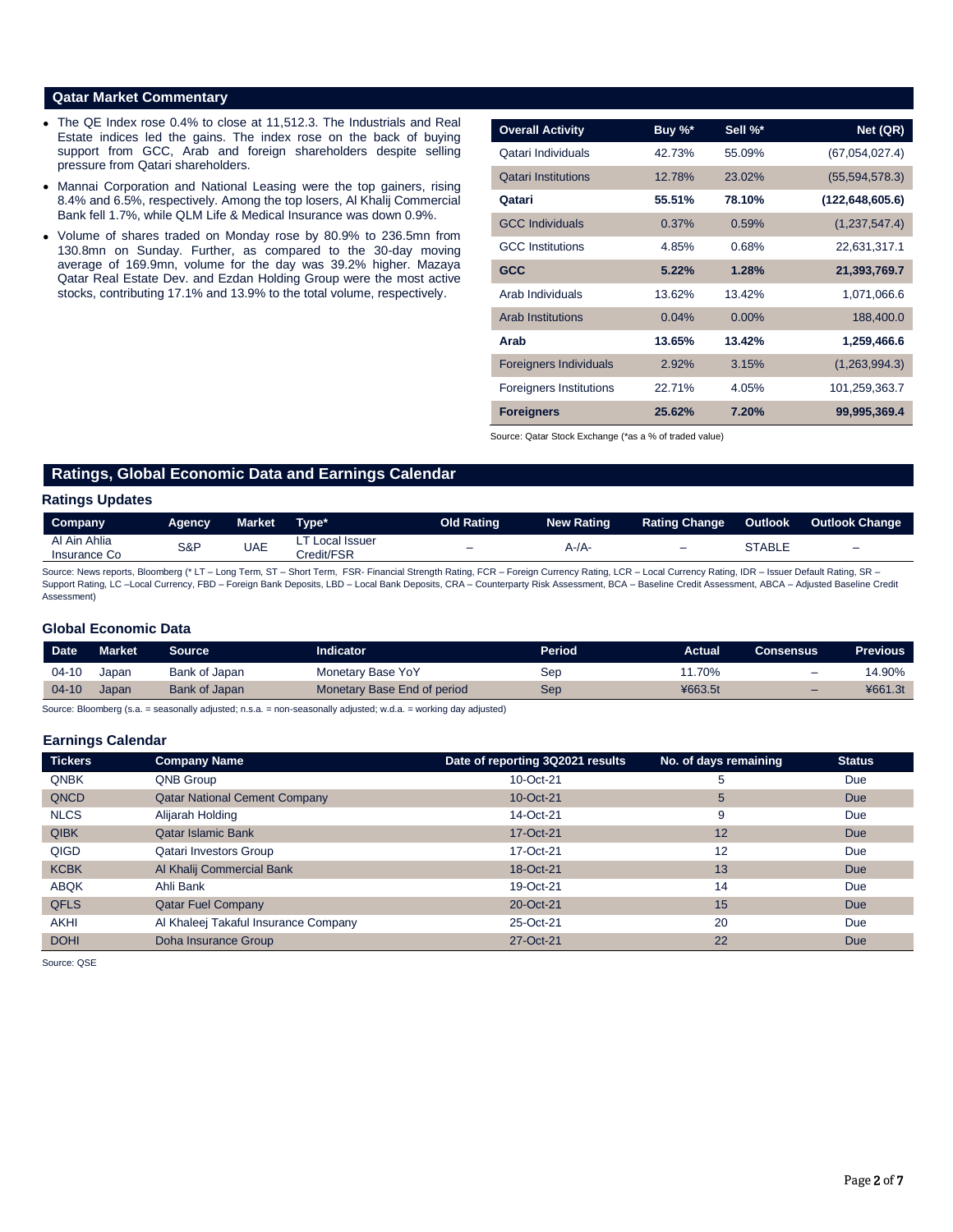## Qatar Market Commentary

- The QE Index rose 0.4% to close at 11,512.3. The Industrials and Real Estate indices led the gains. The index rose on the back of buying support from GCC, Arab and foreign shareholders despite selling pressure from Qatari shareholders.
- Mannai Corporation and National Leasing were the top gainers, rising 8.4% and 6.5%, respectively. Among the top losers, Al Khalij Commercial Bank fell 1.7%, while QLM Life & Medical Insurance was down 0.9%.
- Volume of shares traded on Monday rose by 80.9% to 236.5mn from 130.8mn on Sunday. Further, as compared to the 30-day moving average of 169.9mn, volume for the day was 39.2% higher. Mazaya Qatar Real Estate Dev. and Ezdan Holding Group were the most active stocks, contributing 17.1% and 13.9% to the total volume, respectively.

| Overall Activity | Buy %* | Sell %* | Net (QR) |
|---|---|---|---|
| Qatari Individuals | 42.73% | 55.09% | (67,054,027.4) |
| Qatari Institutions | 12.78% | 23.02% | (55,594,578.3) |
| **Qatari** | **55.51%** | **78.10%** | **(122,648,605.6)** |
| GCC Individuals | 0.37% | 0.59% | (1,237,547.4) |
| GCC Institutions | 4.85% | 0.68% | 22,631,317.1 |
| **GCC** | **5.22%** | **1.28%** | **21,393,769.7** |
| Arab Individuals | 13.62% | 13.42% | 1,071,066.6 |
| Arab Institutions | 0.04% | 0.00% | 188,400.0 |
| **Arab** | **13.65%** | **13.42%** | **1,259,466.6** |
| Foreigners Individuals | 2.92% | 3.15% | (1,263,994.3) |
| Foreigners Institutions | 22.71% | 4.05% | 101,259,363.7 |
| **Foreigners** | **25.62%** | **7.20%** | **99,995,369.4** |

Source: Qatar Stock Exchange (*as a % of traded value)

## Ratings, Global Economic Data and Earnings Calendar

### Ratings Updates

| Company | Agency | Market | Type* | Old Rating | New Rating | Rating Change | Outlook | Outlook Change |
|---|---|---|---|---|---|---|---|---|
| Al Ain Ahlia Insurance Co | S&P | UAE | LT Local Issuer Credit/FSR | – | A-/A- | – | STABLE | – |

Source: News reports, Bloomberg (* LT – Long Term, ST – Short Term, FSR- Financial Strength Rating, FCR – Foreign Currency Rating, LCR – Local Currency Rating, IDR – Issuer Default Rating, SR – Support Rating, LC –Local Currency, FBD – Foreign Bank Deposits, LBD – Local Bank Deposits, CRA – Counterparty Risk Assessment, BCA – Baseline Credit Assessment, ABCA – Adjusted Baseline Credit Assessment)

### Global Economic Data

| Date | Market | Source | Indicator | Period | Actual | Consensus | Previous |
|---|---|---|---|---|---|---|---|
| 04-10 | Japan | Bank of Japan | Monetary Base YoY | Sep | 11.70% | – | 14.90% |
| 04-10 | Japan | Bank of Japan | Monetary Base End of period | Sep | ¥663.5t | – | ¥661.3t |

Source: Bloomberg (s.a. = seasonally adjusted; n.s.a. = non-seasonally adjusted; w.d.a. = working day adjusted)

### Earnings Calendar

| Tickers | Company Name | Date of reporting 3Q2021 results | No. of days remaining | Status |
|---|---|---|---|---|
| QNBK | QNB Group | 10-Oct-21 | 5 | Due |
| QNCD | Qatar National Cement Company | 10-Oct-21 | 5 | Due |
| NLCS | Alijarah Holding | 14-Oct-21 | 9 | Due |
| QIBK | Qatar Islamic Bank | 17-Oct-21 | 12 | Due |
| QIGD | Qatari Investors Group | 17-Oct-21 | 12 | Due |
| KCBK | Al Khalij Commercial Bank | 18-Oct-21 | 13 | Due |
| ABQK | Ahli Bank | 19-Oct-21 | 14 | Due |
| QFLS | Qatar Fuel Company | 20-Oct-21 | 15 | Due |
| AKHI | Al Khaleej Takaful Insurance Company | 25-Oct-21 | 20 | Due |
| DOHI | Doha Insurance Group | 27-Oct-21 | 22 | Due |

Source: QSE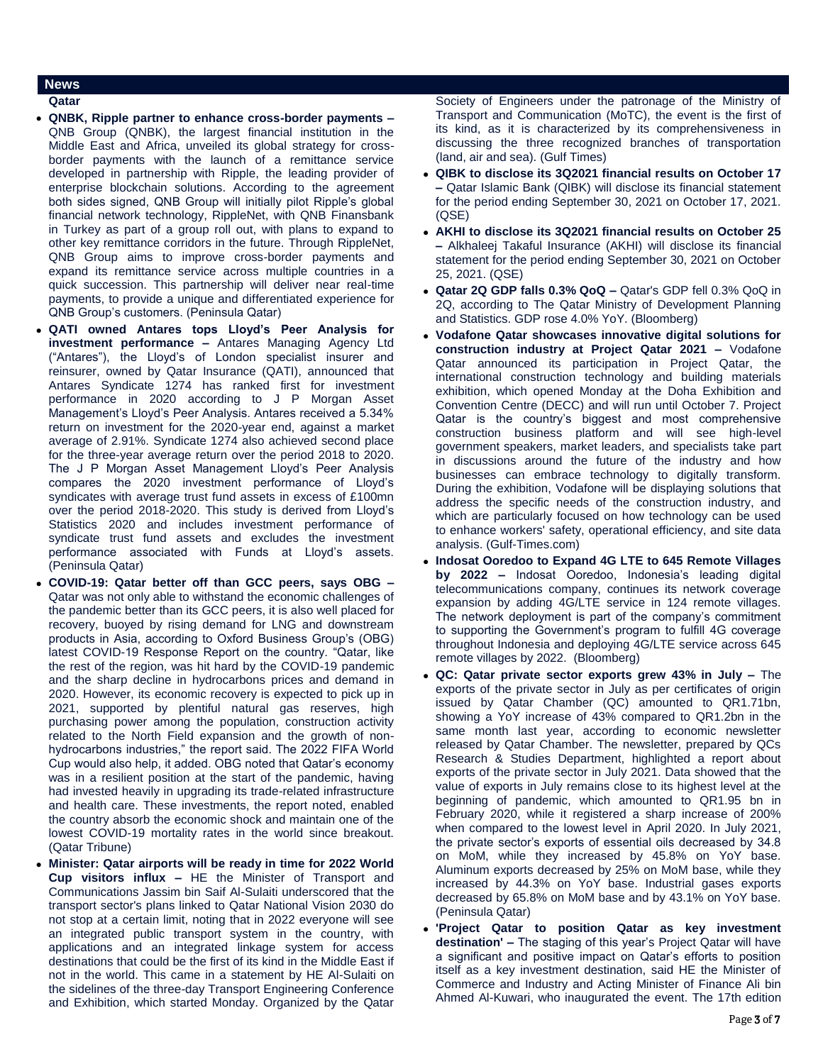## News

### Qatar

- **QNBK, Ripple partner to enhance cross-border payments –** QNB Group (QNBK), the largest financial institution in the Middle East and Africa, unveiled its global strategy for cross-border payments with the launch of a remittance service developed in partnership with Ripple, the leading provider of enterprise blockchain solutions. According to the agreement both sides signed, QNB Group will initially pilot Ripple's global financial network technology, RippleNet, with QNB Finansbank in Turkey as part of a group roll out, with plans to expand to other key remittance corridors in the future. Through RippleNet, QNB Group aims to improve cross-border payments and expand its remittance service across multiple countries in a quick succession. This partnership will deliver near real-time payments, to provide a unique and differentiated experience for QNB Group's customers. (Peninsula Qatar)
- **QATI owned Antares tops Lloyd's Peer Analysis for investment performance –** Antares Managing Agency Ltd ("Antares"), the Lloyd's of London specialist insurer and reinsurer, owned by Qatar Insurance (QATI), announced that Antares Syndicate 1274 has ranked first for investment performance in 2020 according to J P Morgan Asset Management's Lloyd's Peer Analysis. Antares received a 5.34% return on investment for the 2020-year end, against a market average of 2.91%. Syndicate 1274 also achieved second place for the three-year average return over the period 2018 to 2020. The J P Morgan Asset Management Lloyd's Peer Analysis compares the 2020 investment performance of Lloyd's syndicates with average trust fund assets in excess of £100mn over the period 2018-2020. This study is derived from Lloyd's Statistics 2020 and includes investment performance of syndicate trust fund assets and excludes the investment performance associated with Funds at Lloyd's assets. (Peninsula Qatar)
- **COVID-19: Qatar better off than GCC peers, says OBG –** Qatar was not only able to withstand the economic challenges of the pandemic better than its GCC peers, it is also well placed for recovery, buoyed by rising demand for LNG and downstream products in Asia, according to Oxford Business Group's (OBG) latest COVID-19 Response Report on the country. "Qatar, like the rest of the region, was hit hard by the COVID-19 pandemic and the sharp decline in hydrocarbons prices and demand in 2020. However, its economic recovery is expected to pick up in 2021, supported by plentiful natural gas reserves, high purchasing power among the population, construction activity related to the North Field expansion and the growth of non-hydrocarbons industries," the report said. The 2022 FIFA World Cup would also help, it added. OBG noted that Qatar's economy was in a resilient position at the start of the pandemic, having had invested heavily in upgrading its trade-related infrastructure and health care. These investments, the report noted, enabled the country absorb the economic shock and maintain one of the lowest COVID-19 mortality rates in the world since breakout. (Qatar Tribune)
- **Minister: Qatar airports will be ready in time for 2022 World Cup visitors influx –** HE the Minister of Transport and Communications Jassim bin Saif Al-Sulaiti underscored that the transport sector's plans linked to Qatar National Vision 2030 do not stop at a certain limit, noting that in 2022 everyone will see an integrated public transport system in the country, with applications and an integrated linkage system for access destinations that could be the first of its kind in the Middle East if not in the world. This came in a statement by HE Al-Sulaiti on the sidelines of the three-day Transport Engineering Conference and Exhibition, which started Monday. Organized by the Qatar Society of Engineers under the patronage of the Ministry of Transport and Communication (MoTC), the event is the first of its kind, as it is characterized by its comprehensiveness in discussing the three recognized branches of transportation (land, air and sea). (Gulf Times)
- **QIBK to disclose its 3Q2021 financial results on October 17 –** Qatar Islamic Bank (QIBK) will disclose its financial statement for the period ending September 30, 2021 on October 17, 2021. (QSE)
- **AKHI to disclose its 3Q2021 financial results on October 25 –** Alkhaleej Takaful Insurance (AKHI) will disclose its financial statement for the period ending September 30, 2021 on October 25, 2021. (QSE)
- **Qatar 2Q GDP falls 0.3% QoQ –** Qatar's GDP fell 0.3% QoQ in 2Q, according to The Qatar Ministry of Development Planning and Statistics. GDP rose 4.0% YoY. (Bloomberg)
- **Vodafone Qatar showcases innovative digital solutions for construction industry at Project Qatar 2021 –** Vodafone Qatar announced its participation in Project Qatar, the international construction technology and building materials exhibition, which opened Monday at the Doha Exhibition and Convention Centre (DECC) and will run until October 7. Project Qatar is the country's biggest and most comprehensive construction business platform and will see high-level government speakers, market leaders, and specialists take part in discussions around the future of the industry and how businesses can embrace technology to digitally transform. During the exhibition, Vodafone will be displaying solutions that address the specific needs of the construction industry, and which are particularly focused on how technology can be used to enhance workers' safety, operational efficiency, and site data analysis. (Gulf-Times.com)
- **Indosat Ooredoo to Expand 4G LTE to 645 Remote Villages by 2022 –** Indosat Ooredoo, Indonesia's leading digital telecommunications company, continues its network coverage expansion by adding 4G/LTE service in 124 remote villages. The network deployment is part of the company's commitment to supporting the Government's program to fulfill 4G coverage throughout Indonesia and deploying 4G/LTE service across 645 remote villages by 2022. (Bloomberg)
- **QC: Qatar private sector exports grew 43% in July –** The exports of the private sector in July as per certificates of origin issued by Qatar Chamber (QC) amounted to QR1.71bn, showing a YoY increase of 43% compared to QR1.2bn in the same month last year, according to economic newsletter released by Qatar Chamber. The newsletter, prepared by QCs Research & Studies Department, highlighted a report about exports of the private sector in July 2021. Data showed that the value of exports in July remains close to its highest level at the beginning of pandemic, which amounted to QR1.95 bn in February 2020, while it registered a sharp increase of 200% when compared to the lowest level in April 2020. In July 2021, the private sector's exports of essential oils decreased by 34.8 on MoM, while they increased by 45.8% on YoY base. Aluminum exports decreased by 25% on MoM base, while they increased by 44.3% on YoY base. Industrial gases exports decreased by 65.8% on MoM base and by 43.1% on YoY base. (Peninsula Qatar)
- **'Project Qatar to position Qatar as key investment destination' –** The staging of this year's Project Qatar will have a significant and positive impact on Qatar's efforts to position itself as a key investment destination, said HE the Minister of Commerce and Industry and Acting Minister of Finance Ali bin Ahmed Al-Kuwari, who inaugurated the event. The 17th edition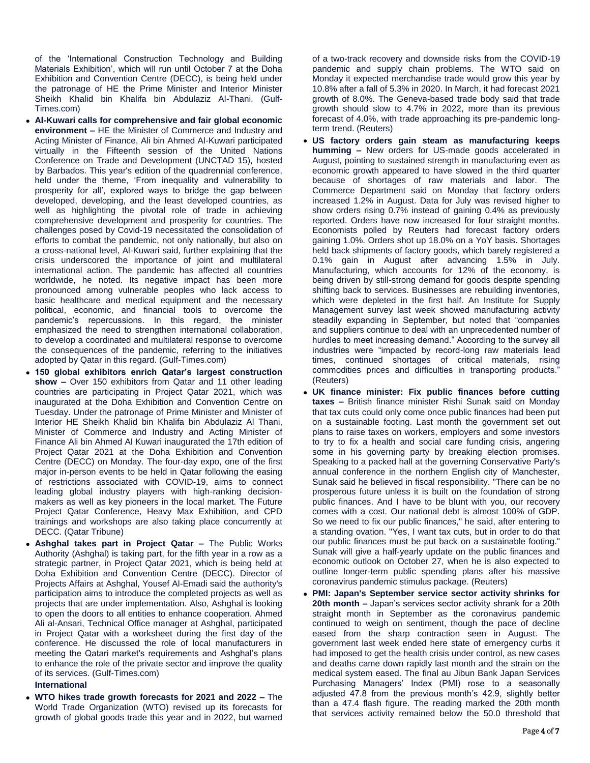of the 'International Construction Technology and Building Materials Exhibition', which will run until October 7 at the Doha Exhibition and Convention Centre (DECC), is being held under the patronage of HE the Prime Minister and Interior Minister Sheikh Khalid bin Khalifa bin Abdulaziz Al-Thani. (Gulf-Times.com)

- **Al-Kuwari calls for comprehensive and fair global economic environment –** HE the Minister of Commerce and Industry and Acting Minister of Finance, Ali bin Ahmed Al-Kuwari participated virtually in the Fifteenth session of the United Nations Conference on Trade and Development (UNCTAD 15), hosted by Barbados. This year's edition of the quadrennial conference, held under the theme, 'From inequality and vulnerability to prosperity for all', explored ways to bridge the gap between developed, developing, and the least developed countries, as well as highlighting the pivotal role of trade in achieving comprehensive development and prosperity for countries. The challenges posed by Covid-19 necessitated the consolidation of efforts to combat the pandemic, not only nationally, but also on a cross-national level, Al-Kuwari said, further explaining that the crisis underscored the importance of joint and multilateral international action. The pandemic has affected all countries worldwide, he noted. Its negative impact has been more pronounced among vulnerable peoples who lack access to basic healthcare and medical equipment and the necessary political, economic, and financial tools to overcome the pandemic's repercussions. In this regard, the minister emphasized the need to strengthen international collaboration, to develop a coordinated and multilateral response to overcome the consequences of the pandemic, referring to the initiatives adopted by Qatar in this regard. (Gulf-Times.com)
- **150 global exhibitors enrich Qatar's largest construction show –** Over 150 exhibitors from Qatar and 11 other leading countries are participating in Project Qatar 2021, which was inaugurated at the Doha Exhibition and Convention Centre on Tuesday. Under the patronage of Prime Minister and Minister of Interior HE Sheikh Khalid bin Khalifa bin Abdulaziz Al Thani, Minister of Commerce and Industry and Acting Minister of Finance Ali bin Ahmed Al Kuwari inaugurated the 17th edition of Project Qatar 2021 at the Doha Exhibition and Convention Centre (DECC) on Monday. The four-day expo, one of the first major in-person events to be held in Qatar following the easing of restrictions associated with COVID-19, aims to connect leading global industry players with high-ranking decision-makers as well as key pioneers in the local market. The Future Project Qatar Conference, Heavy Max Exhibition, and CPD trainings and workshops are also taking place concurrently at DECC. (Qatar Tribune)
- **Ashghal takes part in Project Qatar –** The Public Works Authority (Ashghal) is taking part, for the fifth year in a row as a strategic partner, in Project Qatar 2021, which is being held at Doha Exhibition and Convention Centre (DECC). Director of Projects Affairs at Ashghal, Yousef Al-Emadi said the authority's participation aims to introduce the completed projects as well as projects that are under implementation. Also, Ashghal is looking to open the doors to all entities to enhance cooperation. Ahmed Ali al-Ansari, Technical Office manager at Ashghal, participated in Project Qatar with a worksheet during the first day of the conference. He discussed the role of local manufacturers in meeting the Qatari market's requirements and Ashghal's plans to enhance the role of the private sector and improve the quality of its services. (Gulf-Times.com)

**International**

- **WTO hikes trade growth forecasts for 2021 and 2022 –** The World Trade Organization (WTO) revised up its forecasts for growth of global goods trade this year and in 2022, but warned of a two-track recovery and downside risks from the COVID-19 pandemic and supply chain problems. The WTO said on Monday it expected merchandise trade would grow this year by 10.8% after a fall of 5.3% in 2020. In March, it had forecast 2021 growth of 8.0%. The Geneva-based trade body said that trade growth should slow to 4.7% in 2022, more than its previous forecast of 4.0%, with trade approaching its pre-pandemic long-term trend. (Reuters)
- **US factory orders gain steam as manufacturing keeps humming –** New orders for US-made goods accelerated in August, pointing to sustained strength in manufacturing even as economic growth appeared to have slowed in the third quarter because of shortages of raw materials and labor. The Commerce Department said on Monday that factory orders increased 1.2% in August. Data for July was revised higher to show orders rising 0.7% instead of gaining 0.4% as previously reported. Orders have now increased for four straight months. Economists polled by Reuters had forecast factory orders gaining 1.0%. Orders shot up 18.0% on a YoY basis. Shortages held back shipments of factory goods, which barely registered a 0.1% gain in August after advancing 1.5% in July. Manufacturing, which accounts for 12% of the economy, is being driven by still-strong demand for goods despite spending shifting back to services. Businesses are rebuilding inventories, which were depleted in the first half. An Institute for Supply Management survey last week showed manufacturing activity steadily expanding in September, but noted that "companies and suppliers continue to deal with an unprecedented number of hurdles to meet increasing demand." According to the survey all industries were "impacted by record-long raw materials lead times, continued shortages of critical materials, rising commodities prices and difficulties in transporting products." (Reuters)
- **UK finance minister: Fix public finances before cutting taxes –** British finance minister Rishi Sunak said on Monday that tax cuts could only come once public finances had been put on a sustainable footing. Last month the government set out plans to raise taxes on workers, employers and some investors to try to fix a health and social care funding crisis, angering some in his governing party by breaking election promises. Speaking to a packed hall at the governing Conservative Party's annual conference in the northern English city of Manchester, Sunak said he believed in fiscal responsibility. "There can be no prosperous future unless it is built on the foundation of strong public finances. And I have to be blunt with you, our recovery comes with a cost. Our national debt is almost 100% of GDP. So we need to fix our public finances," he said, after entering to a standing ovation. "Yes, I want tax cuts, but in order to do that our public finances must be put back on a sustainable footing." Sunak will give a half-yearly update on the public finances and economic outlook on October 27, when he is also expected to outline longer-term public spending plans after his massive coronavirus pandemic stimulus package. (Reuters)
- **PMI: Japan's September service sector activity shrinks for 20th month –** Japan's services sector activity shrank for a 20th straight month in September as the coronavirus pandemic continued to weigh on sentiment, though the pace of decline eased from the sharp contraction seen in August. The government last week ended here state of emergency curbs it had imposed to get the health crisis under control, as new cases and deaths came down rapidly last month and the strain on the medical system eased. The final au Jibun Bank Japan Services Purchasing Managers' Index (PMI) rose to a seasonally adjusted 47.8 from the previous month's 42.9, slightly better than a 47.4 flash figure. The reading marked the 20th month that services activity remained below the 50.0 threshold that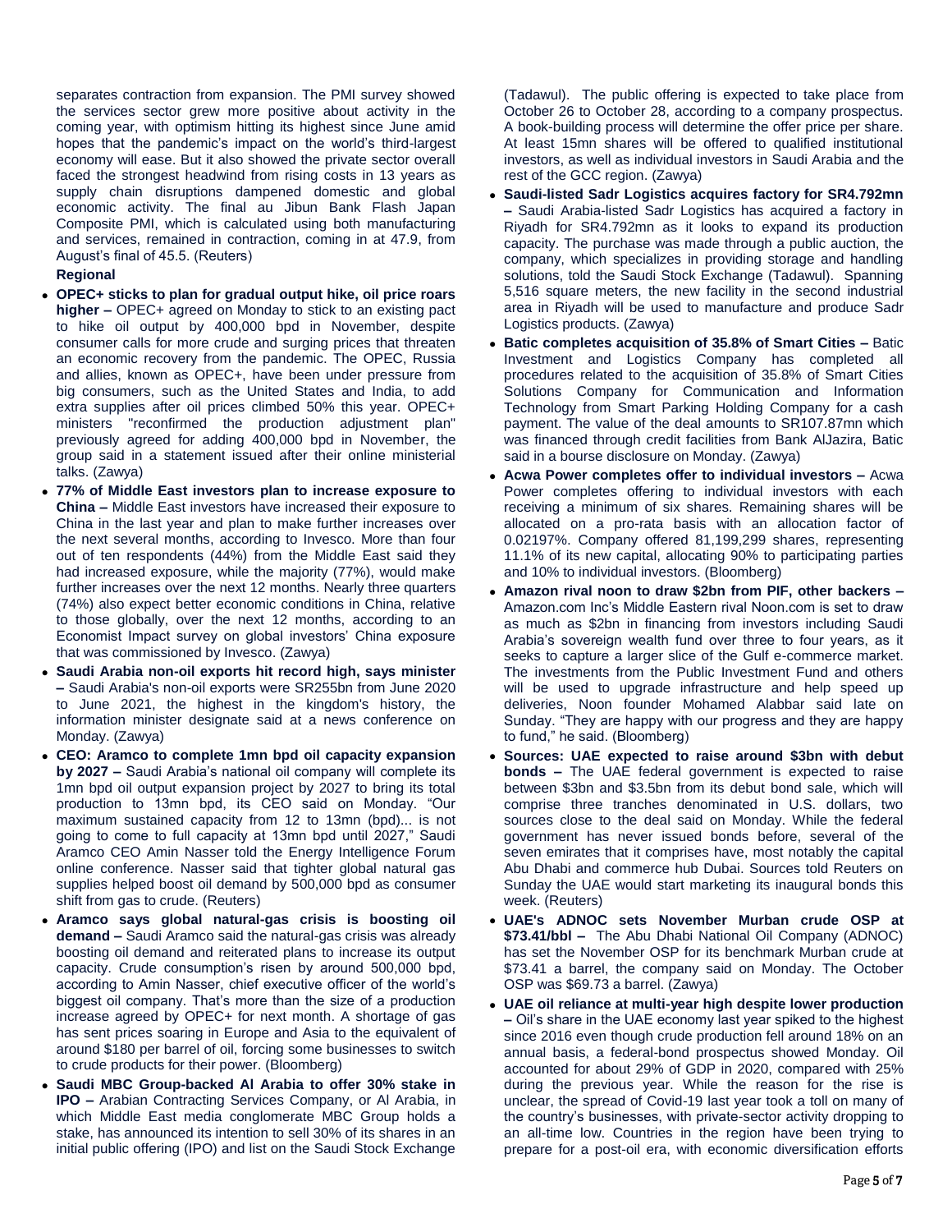separates contraction from expansion. The PMI survey showed the services sector grew more positive about activity in the coming year, with optimism hitting its highest since June amid hopes that the pandemic's impact on the world's third-largest economy will ease. But it also showed the private sector overall faced the strongest headwind from rising costs in 13 years as supply chain disruptions dampened domestic and global economic activity. The final au Jibun Bank Flash Japan Composite PMI, which is calculated using both manufacturing and services, remained in contraction, coming in at 47.9, from August's final of 45.5. (Reuters)

**Regional**

- **OPEC+ sticks to plan for gradual output hike, oil price roars higher –** OPEC+ agreed on Monday to stick to an existing pact to hike oil output by 400,000 bpd in November, despite consumer calls for more crude and surging prices that threaten an economic recovery from the pandemic. The OPEC, Russia and allies, known as OPEC+, have been under pressure from big consumers, such as the United States and India, to add extra supplies after oil prices climbed 50% this year. OPEC+ ministers "reconfirmed the production adjustment plan" previously agreed for adding 400,000 bpd in November, the group said in a statement issued after their online ministerial talks. (Zawya)
- **77% of Middle East investors plan to increase exposure to China –** Middle East investors have increased their exposure to China in the last year and plan to make further increases over the next several months, according to Invesco. More than four out of ten respondents (44%) from the Middle East said they had increased exposure, while the majority (77%), would make further increases over the next 12 months. Nearly three quarters (74%) also expect better economic conditions in China, relative to those globally, over the next 12 months, according to an Economist Impact survey on global investors' China exposure that was commissioned by Invesco. (Zawya)
- **Saudi Arabia non-oil exports hit record high, says minister –** Saudi Arabia's non-oil exports were SR255bn from June 2020 to June 2021, the highest in the kingdom's history, the information minister designate said at a news conference on Monday. (Zawya)
- **CEO: Aramco to complete 1mn bpd oil capacity expansion by 2027 –** Saudi Arabia's national oil company will complete its 1mn bpd oil output expansion project by 2027 to bring its total production to 13mn bpd, its CEO said on Monday. "Our maximum sustained capacity from 12 to 13mn (bpd)... is not going to come to full capacity at 13mn bpd until 2027," Saudi Aramco CEO Amin Nasser told the Energy Intelligence Forum online conference. Nasser said that tighter global natural gas supplies helped boost oil demand by 500,000 bpd as consumer shift from gas to crude. (Reuters)
- **Aramco says global natural-gas crisis is boosting oil demand –** Saudi Aramco said the natural-gas crisis was already boosting oil demand and reiterated plans to increase its output capacity. Crude consumption's risen by around 500,000 bpd, according to Amin Nasser, chief executive officer of the world's biggest oil company. That's more than the size of a production increase agreed by OPEC+ for next month. A shortage of gas has sent prices soaring in Europe and Asia to the equivalent of around $180 per barrel of oil, forcing some businesses to switch to crude products for their power. (Bloomberg)
- **Saudi MBC Group-backed Al Arabia to offer 30% stake in IPO –** Arabian Contracting Services Company, or Al Arabia, in which Middle East media conglomerate MBC Group holds a stake, has announced its intention to sell 30% of its shares in an initial public offering (IPO) and list on the Saudi Stock Exchange (Tadawul). The public offering is expected to take place from October 26 to October 28, according to a company prospectus. A book-building process will determine the offer price per share. At least 15mn shares will be offered to qualified institutional investors, as well as individual investors in Saudi Arabia and the rest of the GCC region. (Zawya)
- **Saudi-listed Sadr Logistics acquires factory for SR4.792mn –** Saudi Arabia-listed Sadr Logistics has acquired a factory in Riyadh for SR4.792mn as it looks to expand its production capacity. The purchase was made through a public auction, the company, which specializes in providing storage and handling solutions, told the Saudi Stock Exchange (Tadawul). Spanning 5,516 square meters, the new facility in the second industrial area in Riyadh will be used to manufacture and produce Sadr Logistics products. (Zawya)
- **Batic completes acquisition of 35.8% of Smart Cities –** Batic Investment and Logistics Company has completed all procedures related to the acquisition of 35.8% of Smart Cities Solutions Company for Communication and Information Technology from Smart Parking Holding Company for a cash payment. The value of the deal amounts to SR107.87mn which was financed through credit facilities from Bank AlJazira, Batic said in a bourse disclosure on Monday. (Zawya)
- **Acwa Power completes offer to individual investors –** Acwa Power completes offering to individual investors with each receiving a minimum of six shares. Remaining shares will be allocated on a pro-rata basis with an allocation factor of 0.02197%. Company offered 81,199,299 shares, representing 11.1% of its new capital, allocating 90% to participating parties and 10% to individual investors. (Bloomberg)
- **Amazon rival noon to draw $2bn from PIF, other backers –** Amazon.com Inc's Middle Eastern rival Noon.com is set to draw as much as $2bn in financing from investors including Saudi Arabia's sovereign wealth fund over three to four years, as it seeks to capture a larger slice of the Gulf e-commerce market. The investments from the Public Investment Fund and others will be used to upgrade infrastructure and help speed up deliveries, Noon founder Mohamed Alabbar said late on Sunday. "They are happy with our progress and they are happy to fund," he said. (Bloomberg)
- **Sources: UAE expected to raise around $3bn with debut bonds –** The UAE federal government is expected to raise between $3bn and $3.5bn from its debut bond sale, which will comprise three tranches denominated in U.S. dollars, two sources close to the deal said on Monday. While the federal government has never issued bonds before, several of the seven emirates that it comprises have, most notably the capital Abu Dhabi and commerce hub Dubai. Sources told Reuters on Sunday the UAE would start marketing its inaugural bonds this week. (Reuters)
- **UAE's ADNOC sets November Murban crude OSP at $73.41/bbl –** The Abu Dhabi National Oil Company (ADNOC) has set the November OSP for its benchmark Murban crude at $73.41 a barrel, the company said on Monday. The October OSP was $69.73 a barrel. (Zawya)
- **UAE oil reliance at multi-year high despite lower production –** Oil's share in the UAE economy last year spiked to the highest since 2016 even though crude production fell around 18% on an annual basis, a federal-bond prospectus showed Monday. Oil accounted for about 29% of GDP in 2020, compared with 25% during the previous year. While the reason for the rise is unclear, the spread of Covid-19 last year took a toll on many of the country's businesses, with private-sector activity dropping to an all-time low. Countries in the region have been trying to prepare for a post-oil era, with economic diversification efforts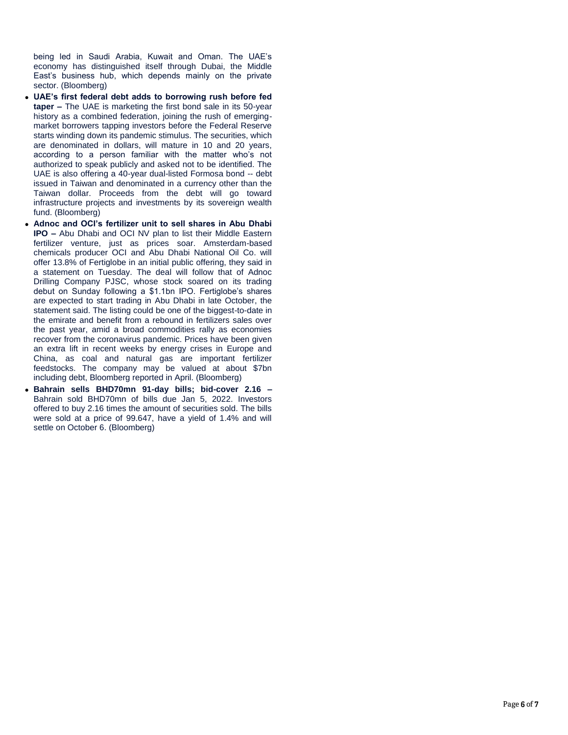being led in Saudi Arabia, Kuwait and Oman. The UAE's economy has distinguished itself through Dubai, the Middle East's business hub, which depends mainly on the private sector. (Bloomberg)

- **UAE's first federal debt adds to borrowing rush before fed taper –** The UAE is marketing the first bond sale in its 50-year history as a combined federation, joining the rush of emerging-market borrowers tapping investors before the Federal Reserve starts winding down its pandemic stimulus. The securities, which are denominated in dollars, will mature in 10 and 20 years, according to a person familiar with the matter who's not authorized to speak publicly and asked not to be identified. The UAE is also offering a 40-year dual-listed Formosa bond -- debt issued in Taiwan and denominated in a currency other than the Taiwan dollar. Proceeds from the debt will go toward infrastructure projects and investments by its sovereign wealth fund. (Bloomberg)
- **Adnoc and OCI's fertilizer unit to sell shares in Abu Dhabi IPO –** Abu Dhabi and OCI NV plan to list their Middle Eastern fertilizer venture, just as prices soar. Amsterdam-based chemicals producer OCI and Abu Dhabi National Oil Co. will offer 13.8% of Fertiglobe in an initial public offering, they said in a statement on Tuesday. The deal will follow that of Adnoc Drilling Company PJSC, whose stock soared on its trading debut on Sunday following a $1.1bn IPO. Fertiglobe's shares are expected to start trading in Abu Dhabi in late October, the statement said. The listing could be one of the biggest-to-date in the emirate and benefit from a rebound in fertilizers sales over the past year, amid a broad commodities rally as economies recover from the coronavirus pandemic. Prices have been given an extra lift in recent weeks by energy crises in Europe and China, as coal and natural gas are important fertilizer feedstocks. The company may be valued at about $7bn including debt, Bloomberg reported in April. (Bloomberg)
- **Bahrain sells BHD70mn 91-day bills; bid-cover 2.16 –** Bahrain sold BHD70mn of bills due Jan 5, 2022. Investors offered to buy 2.16 times the amount of securities sold. The bills were sold at a price of 99.647, have a yield of 1.4% and will settle on October 6. (Bloomberg)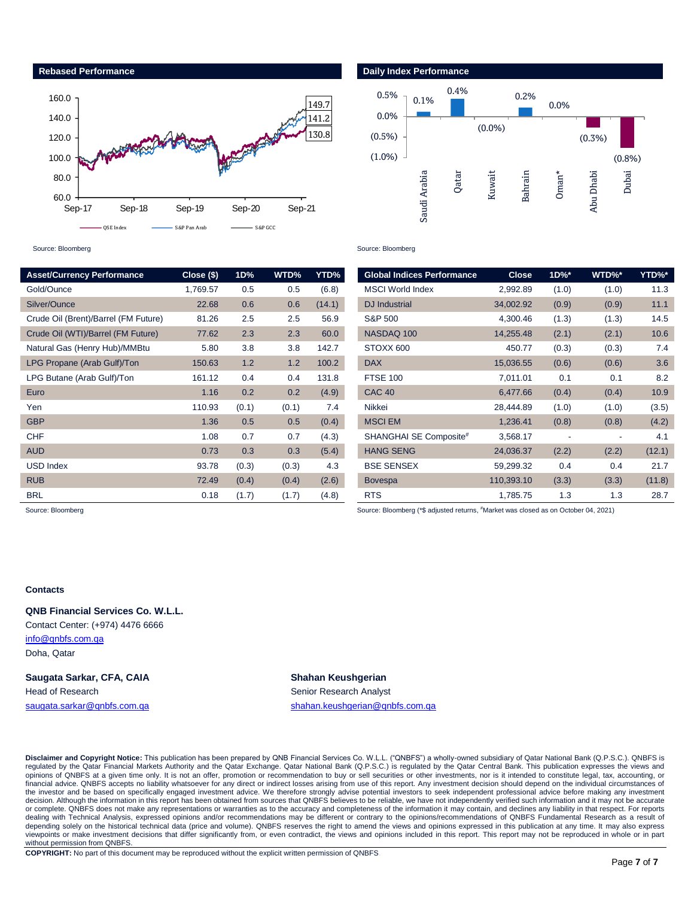**Rebased Performance**

160.0
140.0
120.0
100.0
80.0
60.0
Sep-17
Sep-18
Sep-19
Sep-20
Sep-21
149.7
141.2
130.8
QSE Index
S&P Pan Arab
S&P GCC

Source: Bloomberg

**Daily Index Performance**

0.5%
0.0%
(0.5%)
(1.0%)
0.1%
0.4%
(0.0%)
0.2%
0.0%
(0.3%)
(0.8%)
Saudi Arabia
Qatar
Kuwait
Bahrain
Oman*
Abu Dhabi
Dubai

Source: Bloomberg

| Asset/Currency Performance | Close ($) | 1D% | WTD% | YTD% |
|---|---|---|---|---|
| Gold/Ounce | 1,769.57 | 0.5 | 0.5 | (6.8) |
| Silver/Ounce | 22.68 | 0.6 | 0.6 | (14.1) |
| Crude Oil (Brent)/Barrel (FM Future) | 81.26 | 2.5 | 2.5 | 56.9 |
| Crude Oil (WTI)/Barrel (FM Future) | 77.62 | 2.3 | 2.3 | 60.0 |
| Natural Gas (Henry Hub)/MMBtu | 5.80 | 3.8 | 3.8 | 142.7 |
| LPG Propane (Arab Gulf)/Ton | 150.63 | 1.2 | 1.2 | 100.2 |
| LPG Butane (Arab Gulf)/Ton | 161.12 | 0.4 | 0.4 | 131.8 |
| Euro | 1.16 | 0.2 | 0.2 | (4.9) |
| Yen | 110.93 | (0.1) | (0.1) | 7.4 |
| GBP | 1.36 | 0.5 | 0.5 | (0.4) |
| CHF | 1.08 | 0.7 | 0.7 | (4.3) |
| AUD | 0.73 | 0.3 | 0.3 | (5.4) |
| USD Index | 93.78 | (0.3) | (0.3) | 4.3 |
| RUB | 72.49 | (0.4) | (0.4) | (2.6) |
| BRL | 0.18 | (1.7) | (1.7) | (4.8) |

Source: Bloomberg

| Global Indices Performance | Close | 1D%* | WTD%* | YTD%* |
|---|---|---|---|---|
| MSCI World Index | 2,992.89 | (1.0) | (1.0) | 11.3 |
| DJ Industrial | 34,002.92 | (0.9) | (0.9) | 11.1 |
| S&P 500 | 4,300.46 | (1.3) | (1.3) | 14.5 |
| NASDAQ 100 | 14,255.48 | (2.1) | (2.1) | 10.6 |
| STOXX 600 | 450.77 | (0.3) | (0.3) | 7.4 |
| DAX | 15,036.55 | (0.6) | (0.6) | 3.6 |
| FTSE 100 | 7,011.01 | 0.1 | 0.1 | 8.2 |
| CAC 40 | 6,477.66 | (0.4) | (0.4) | 10.9 |
| Nikkei | 28,444.89 | (1.0) | (1.0) | (3.5) |
| MSCI EM | 1,236.41 | (0.8) | (0.8) | (4.2) |
| SHANGHAI SE Composite# | 3,568.17 | - | - | 4.1 |
| HANG SENG | 24,036.37 | (2.2) | (2.2) | (12.1) |
| BSE SENSEX | 59,299.32 | 0.4 | 0.4 | 21.7 |
| Bovespa | 110,393.10 | (3.3) | (3.3) | (11.8) |
| RTS | 1,785.75 | 1.3 | 1.3 | 28.7 |

Source: Bloomberg (*$ adjusted returns, #Market was closed as on October 04, 2021)

**Contacts**

**QNB Financial Services Co. W.L.L.**
Contact Center: (+974) 4476 6666
info@qnbfs.com.qa
Doha, Qatar

**Saugata Sarkar, CFA, CAIA**
Head of Research
saugata.sarkar@qnbfs.com.qa

**Shahan Keushgerian**
Senior Research Analyst
shahan.keushgerian@qnbfs.com.qa

**Disclaimer and Copyright Notice:** This publication has been prepared by QNB Financial Services Co. W.L.L. ("QNBFS") a wholly-owned subsidiary of Qatar National Bank (Q.P.S.C.). QNBFS is regulated by the Qatar Financial Markets Authority and the Qatar Exchange. Qatar National Bank (Q.P.S.C.) is regulated by the Qatar Central Bank. This publication expresses the views and opinions of QNBFS at a given time only. It is not an offer, promotion or recommendation to buy or sell securities or other investments, nor is it intended to constitute legal, tax, accounting, or financial advice. QNBFS accepts no liability whatsoever for any direct or indirect losses arising from use of this report. Any investment decision should depend on the individual circumstances of the investor and be based on specifically engaged investment advice. We therefore strongly advise potential investors to seek independent professional advice before making any investment decision. Although the information in this report has been obtained from sources that QNBFS believes to be reliable, we have not independently verified such information and it may not be accurate or complete. QNBFS does not make any representations or warranties as to the accuracy and completeness of the information it may contain, and declines any liability in that respect. For reports dealing with Technical Analysis, expressed opinions and/or recommendations may be different or contrary to the opinions/recommendations of QNBFS Fundamental Research as a result of depending solely on the historical technical data (price and volume). QNBFS reserves the right to amend the views and opinions expressed in this publication at any time. It may also express viewpoints or make investment decisions that differ significantly from, or even contradict, the views and opinions included in this report. This report may not be reproduced in whole or in part without permission from QNBFS.

**COPYRIGHT:** No part of this document may be reproduced without the explicit written permission of QNBFS